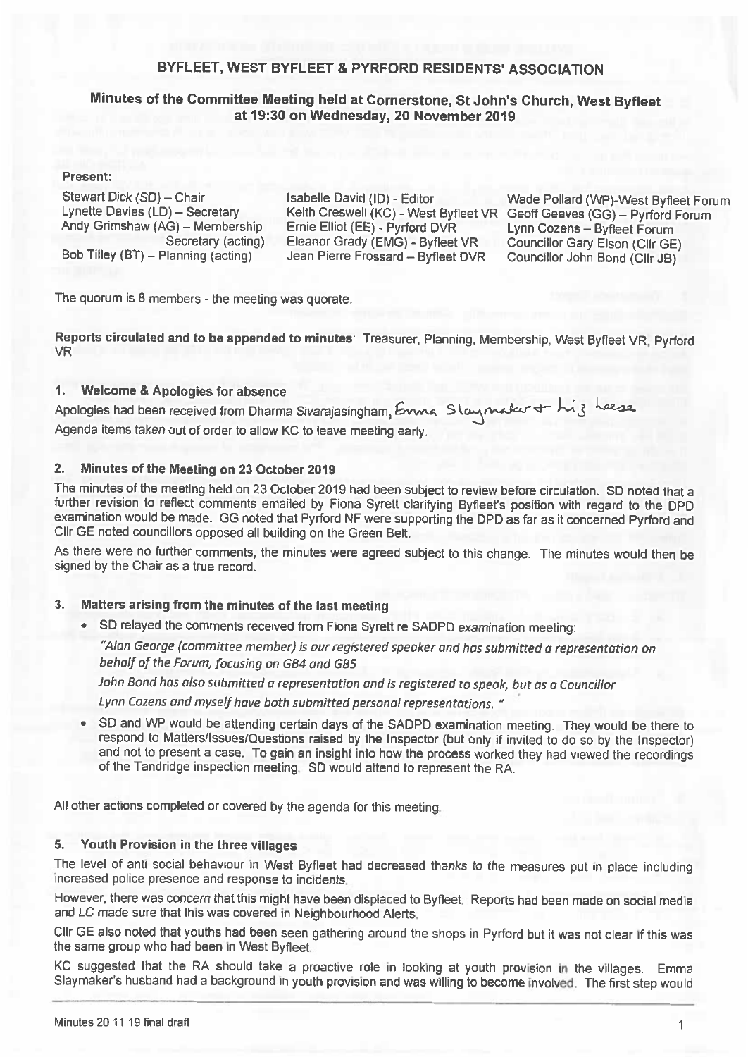# BYFLEET, WEST BYFLEET & PYRFORD RESIDENTS' ASSOCIATION

## Minutes of the Committee Meeting held at Cornerstone, St John's Church, West Byfleet at 19:30 on Wednesday, 20 November 2019

**Present:**

| | | |
|---|---|---|
| Stewart Dick (SD) – Chair | Isabelle David (ID) - Editor | Wade Pollard (WP)-West Byfleet Forum |
| Lynette Davies (LD) – Secretary | Keith Creswell (KC) - West Byfleet VR | Geoff Geaves (GG) – Pyrford Forum |
| Andy Grimshaw (AG) – Membership Secretary (acting) | Ernie Elliot (EE) - Pyrford DVR | Lynn Cozens – Byfleet Forum |
| | Eleanor Grady (EMG) - Byfleet VR | Councillor Gary Elson (Cllr GE) |
| Bob Tilley (BT) – Planning (acting) | Jean Pierre Frossard – Byfleet DVR | Councillor John Bond (Cllr JB) |

The quorum is 8 members - the meeting was quorate.

**Reports circulated and to be appended to minutes**: Treasurer, Planning, Membership, West Byfleet VR, Pyrford VR

### 1. Welcome & Apologies for absence

Apologies had been received from Dharma Sivarajasingham, Emma Slaymaker & Liz Leese

Agenda items taken out of order to allow KC to leave meeting early.

### 2. Minutes of the Meeting on 23 October 2019

The minutes of the meeting held on 23 October 2019 had been subject to review before circulation. SD noted that a further revision to reflect comments emailed by Fiona Syrett clarifying Byfleet's position with regard to the DPD examination would be made. GG noted that Pyrford NF were supporting the DPD as far as it concerned Pyrford and Cllr GE noted councillors opposed all building on the Green Belt.

As there were no further comments, the minutes were agreed subject to this change. The minutes would then be signed by the Chair as a true record.

### 3. Matters arising from the minutes of the last meeting

- SD relayed the comments received from Fiona Syrett re SADPD examination meeting:

  *"Alan George (committee member) is our registered speaker and has submitted a representation on behalf of the Forum, focusing on GB4 and GB5*

  *John Bond has also submitted a representation and is registered to speak, but as a Councillor*

  *Lynn Cozens and myself have both submitted personal representations. "*

- SD and WP would be attending certain days of the SADPD examination meeting. They would be there to respond to Matters/Issues/Questions raised by the Inspector (but only if invited to do so by the Inspector) and not to present a case. To gain an insight into how the process worked they had viewed the recordings of the Tandridge inspection meeting. SD would attend to represent the RA.

All other actions completed or covered by the agenda for this meeting.

### 5. Youth Provision in the three villages

The level of anti social behaviour in West Byfleet had decreased thanks to the measures put in place including increased police presence and response to incidents.

However, there was concern that this might have been displaced to Byfleet. Reports had been made on social media and LC made sure that this was covered in Neighbourhood Alerts.

Cllr GE also noted that youths had been seen gathering around the shops in Pyrford but it was not clear if this was the same group who had been in West Byfleet.

KC suggested that the RA should take a proactive role in looking at youth provision in the villages. Emma Slaymaker's husband had a background in youth provision and was willing to become involved. The first step would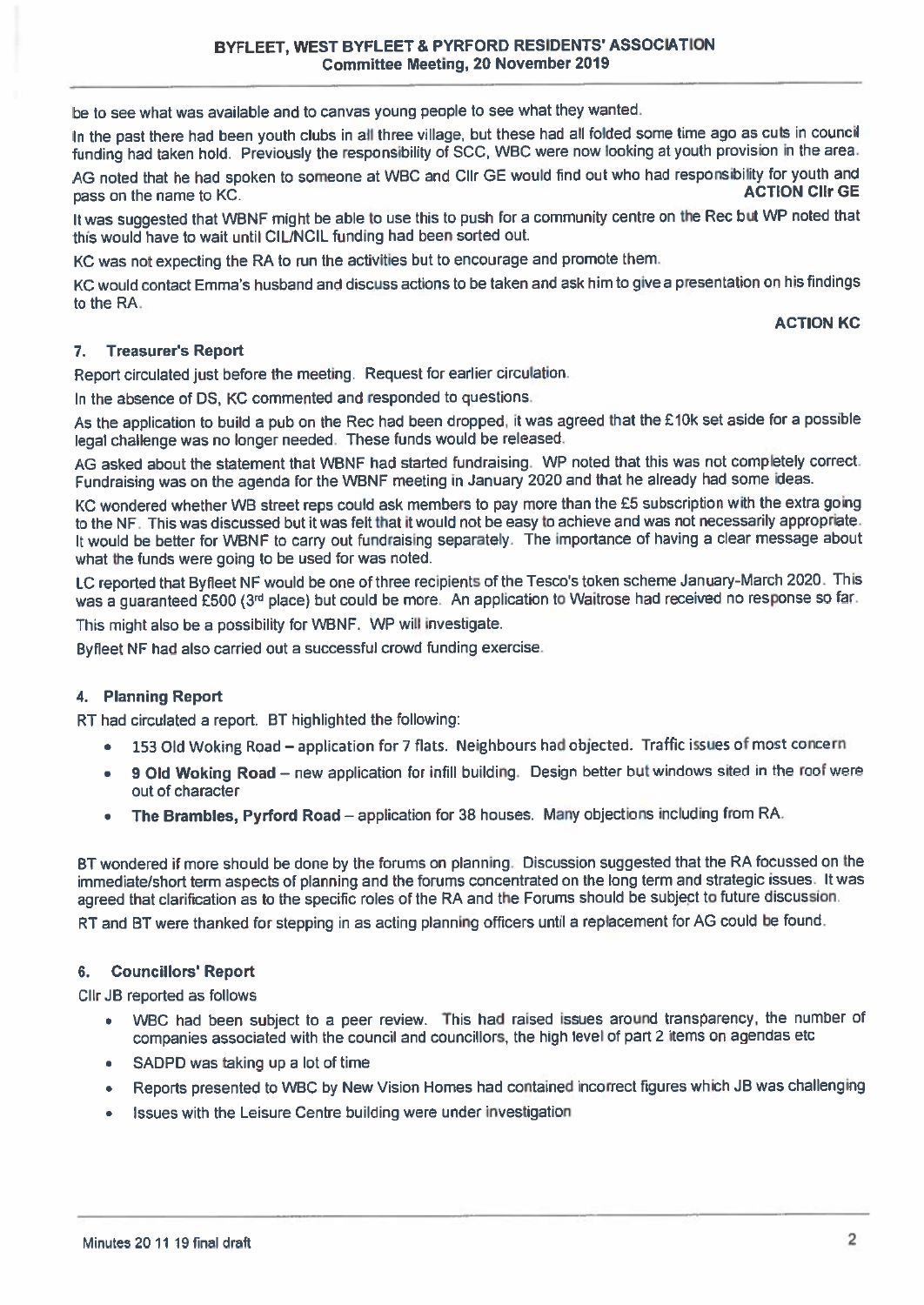be to see what was available and to canvas young people to see what they wanted.

In the past there had been youth clubs in all three village, but these had all folded some time ago as cuts in council funding had taken hold. Previously the responsibility of SCC, WBC were now looking at youth provision in the area.

AG noted that he had spoken to someone at WBC and Cllr GE would find out who had responsibility for youth and pass on the name to KC. **ACTION Cllr GE**

It was suggested that WBNF might be able to use this to push for a community centre on the Rec but WP noted that this would have to wait until CIL/NCIL funding had been sorted out.

KC was not expecting the RA to run the activities but to encourage and promote them.

KC would contact Emma's husband and discuss actions to be taken and ask him to give a presentation on his findings to the RA.

**ACTION KC**

### 7. Treasurer's Report

Report circulated just before the meeting. Request for earlier circulation.

In the absence of DS, KC commented and responded to questions.

As the application to build a pub on the Rec had been dropped, it was agreed that the £10k set aside for a possible legal challenge was no longer needed. These funds would be released.

AG asked about the statement that WBNF had started fundraising. WP noted that this was not completely correct. Fundraising was on the agenda for the WBNF meeting in January 2020 and that he already had some ideas.

KC wondered whether WB street reps could ask members to pay more than the £5 subscription with the extra going to the NF. This was discussed but it was felt that it would not be easy to achieve and was not necessarily appropriate. It would be better for WBNF to carry out fundraising separately. The importance of having a clear message about what the funds were going to be used for was noted.

LC reported that Byfleet NF would be one of three recipients of the Tesco's token scheme January-March 2020. This was a guaranteed £500 (3rd place) but could be more. An application to Waitrose had received no response so far.

This might also be a possibility for WBNF. WP will investigate.

Byfleet NF had also carried out a successful crowd funding exercise.

### 4. Planning Report

RT had circulated a report. BT highlighted the following:

- 153 Old Woking Road – application for 7 flats. Neighbours had objected. Traffic issues of most concern
- **9 Old Woking Road** – new application for infill building. Design better but windows sited in the roof were out of character
- **The Brambles, Pyrford Road** – application for 38 houses. Many objections including from RA.

BT wondered if more should be done by the forums on planning. Discussion suggested that the RA focussed on the immediate/short term aspects of planning and the forums concentrated on the long term and strategic issues. It was agreed that clarification as to the specific roles of the RA and the Forums should be subject to future discussion.

RT and BT were thanked for stepping in as acting planning officers until a replacement for AG could be found.

### 6. Councillors' Report

Cllr JB reported as follows

- WBC had been subject to a peer review. This had raised issues around transparency, the number of companies associated with the council and councillors, the high level of part 2 items on agendas etc
- SADPD was taking up a lot of time
- Reports presented to WBC by New Vision Homes had contained incorrect figures which JB was challenging
- Issues with the Leisure Centre building were under investigation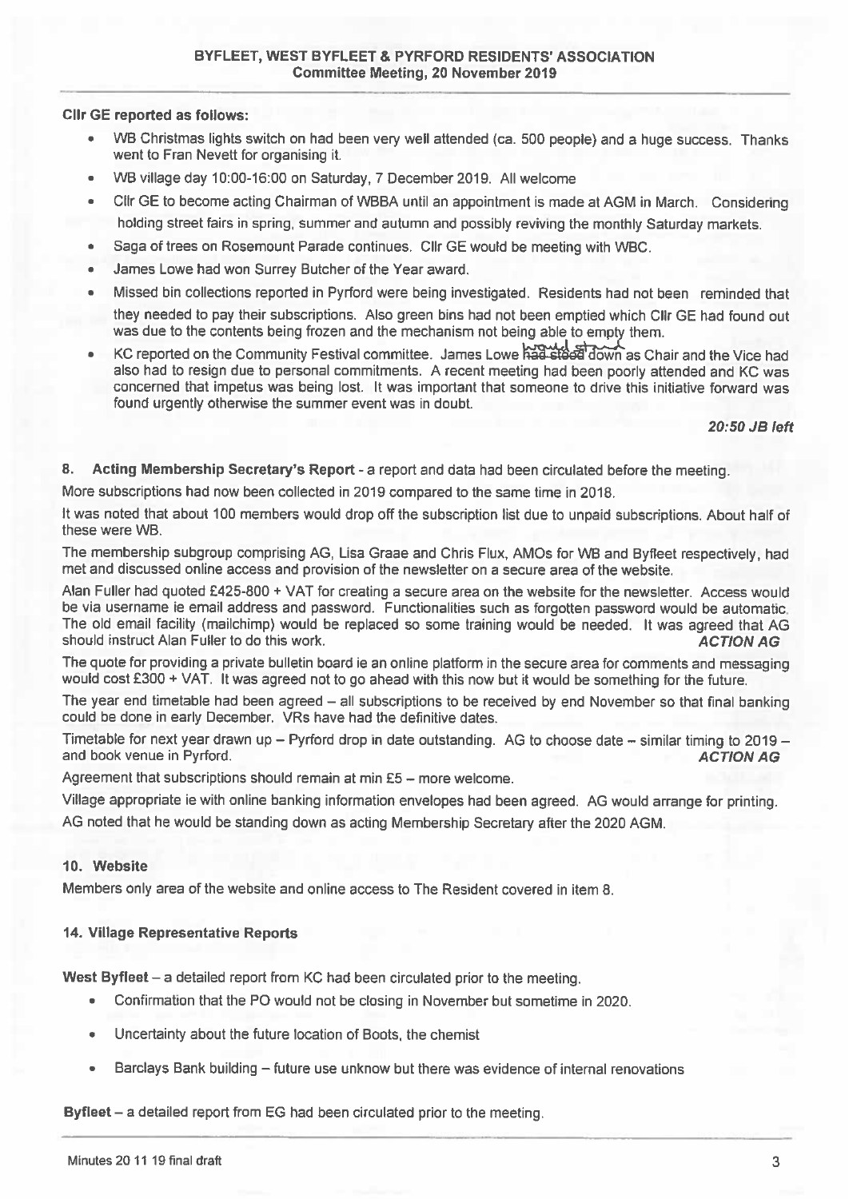**Cllr GE reported as follows:**

- WB Christmas lights switch on had been very well attended (ca. 500 people) and a huge success. Thanks went to Fran Nevett for organising it.
- WB village day 10:00-16:00 on Saturday, 7 December 2019. All welcome
- Cllr GE to become acting Chairman of WBBA until an appointment is made at AGM in March. Considering holding street fairs in spring, summer and autumn and possibly reviving the monthly Saturday markets.
- Saga of trees on Rosemount Parade continues. Cllr GE would be meeting with WBC.
- James Lowe had won Surrey Butcher of the Year award.
- Missed bin collections reported in Pyrford were being investigated. Residents had not been reminded that they needed to pay their subscriptions. Also green bins had not been emptied which Cllr GE had found out was due to the contents being frozen and the mechanism not being able to empty them.
- KC reported on the Community Festival committee. James Lowe ~~had stood~~ would stand down as Chair and the Vice had also had to resign due to personal commitments. A recent meeting had been poorly attended and KC was concerned that impetus was being lost. It was important that someone to drive this initiative forward was found urgently otherwise the summer event was in doubt.

***20:50 JB left***

**8. Acting Membership Secretary's Report** - a report and data had been circulated before the meeting.

More subscriptions had now been collected in 2019 compared to the same time in 2018.

It was noted that about 100 members would drop off the subscription list due to unpaid subscriptions. About half of these were WB.

The membership subgroup comprising AG, Lisa Graae and Chris Flux, AMOs for WB and Byfleet respectively, had met and discussed online access and provision of the newsletter on a secure area of the website.

Alan Fuller had quoted £425-800 + VAT for creating a secure area on the website for the newsletter. Access would be via username ie email address and password. Functionalities such as forgotten password would be automatic. The old email facility (mailchimp) would be replaced so some training would be needed. It was agreed that AG should instruct Alan Fuller to do this work. ***ACTION AG***

The quote for providing a private bulletin board ie an online platform in the secure area for comments and messaging would cost £300 + VAT. It was agreed not to go ahead with this now but it would be something for the future.

The year end timetable had been agreed – all subscriptions to be received by end November so that final banking could be done in early December. VRs have had the definitive dates.

Timetable for next year drawn up – Pyrford drop in date outstanding. AG to choose date – similar timing to 2019 – and book venue in Pyrford. ***ACTION AG***

Agreement that subscriptions should remain at min £5 – more welcome.

Village appropriate ie with online banking information envelopes had been agreed. AG would arrange for printing.

AG noted that he would be standing down as acting Membership Secretary after the 2020 AGM.

**10. Website**

Members only area of the website and online access to The Resident covered in item 8.

**14. Village Representative Reports**

**West Byfleet** – a detailed report from KC had been circulated prior to the meeting.

- Confirmation that the PO would not be closing in November but sometime in 2020.
- Uncertainty about the future location of Boots, the chemist
- Barclays Bank building – future use unknow but there was evidence of internal renovations

**Byfleet** – a detailed report from EG had been circulated prior to the meeting.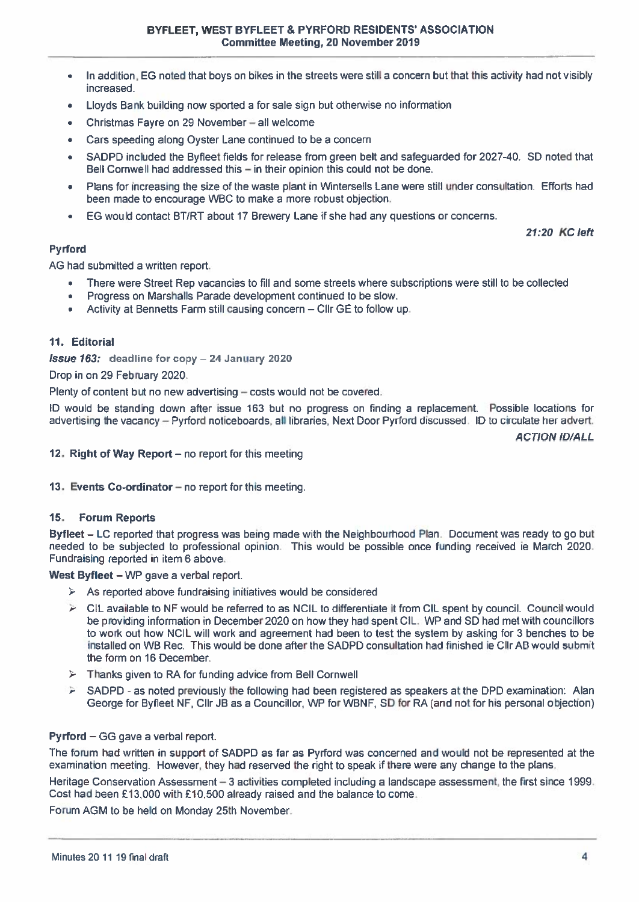- In addition, EG noted that boys on bikes in the streets were still a concern but that this activity had not visibly increased.
- Lloyds Bank building now sported a for sale sign but otherwise no information
- Christmas Fayre on 29 November – all welcome
- Cars speeding along Oyster Lane continued to be a concern
- SADPD included the Byfleet fields for release from green belt and safeguarded for 2027-40. SD noted that Bell Cornwell had addressed this – in their opinion this could not be done.
- Plans for increasing the size of the waste plant in Wintersells Lane were still under consultation. Efforts had been made to encourage WBC to make a more robust objection.
- EG would contact BT/RT about 17 Brewery Lane if she had any questions or concerns.

***21:20 KC left***

**Pyrford**

AG had submitted a written report.

- There were Street Rep vacancies to fill and some streets where subscriptions were still to be collected
- Progress on Marshalls Parade development continued to be slow.
- Activity at Bennetts Farm still causing concern – Cllr GE to follow up.

**11. Editorial**

***Issue 163:*** **deadline for copy – 24 January 2020**

Drop in on 29 February 2020.

Plenty of content but no new advertising – costs would not be covered.

ID would be standing down after issue 163 but no progress on finding a replacement. Possible locations for advertising the vacancy – Pyrford noticeboards, all libraries, Next Door Pyrford discussed. ID to circulate her advert.

***ACTION ID/ALL***

**12. Right of Way Report** – no report for this meeting

**13. Events Co-ordinator** – no report for this meeting.

**15. Forum Reports**

**Byfleet** – LC reported that progress was being made with the Neighbourhood Plan. Document was ready to go but needed to be subjected to professional opinion. This would be possible once funding received ie March 2020. Fundraising reported in item 6 above.

**West Byfleet** – WP gave a verbal report.

- As reported above fundraising initiatives would be considered
- CIL available to NF would be referred to as NCIL to differentiate it from CIL spent by council. Council would be providing information in December 2020 on how they had spent CIL. WP and SD had met with councillors to work out how NCIL will work and agreement had been to test the system by asking for 3 benches to be installed on WB Rec. This would be done after the SADPD consultation had finished ie Cllr AB would submit the form on 16 December.
- Thanks given to RA for funding advice from Bell Cornwell
- SADPD - as noted previously the following had been registered as speakers at the DPD examination: Alan George for Byfleet NF, Cllr JB as a Councillor, WP for WBNF, SD for RA (and not for his personal objection)

**Pyrford** – GG gave a verbal report.

The forum had written in support of SADPD as far as Pyrford was concerned and would not be represented at the examination meeting. However, they had reserved the right to speak if there were any change to the plans.

Heritage Conservation Assessment – 3 activities completed including a landscape assessment, the first since 1999. Cost had been £13,000 with £10,500 already raised and the balance to come.

Forum AGM to be held on Monday 25th November.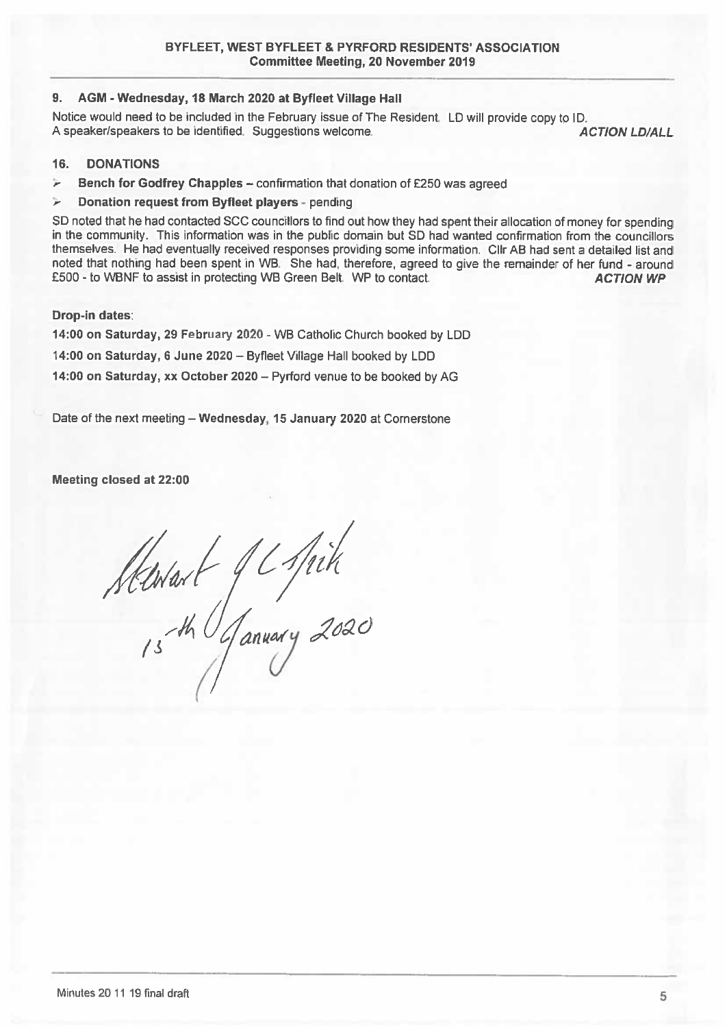## 9. AGM - Wednesday, 18 March 2020 at Byfleet Village Hall

Notice would need to be included in the February issue of The Resident. LD will provide copy to ID.
A speaker/speakers to be identified. Suggestions welcome. ***ACTION LD/ALL***

## 16. DONATIONS

- **Bench for Godfrey Chapples** – confirmation that donation of £250 was agreed
- **Donation request from Byfleet players** - pending

SD noted that he had contacted SCC councillors to find out how they had spent their allocation of money for spending in the community. This information was in the public domain but SD had wanted confirmation from the councillors themselves. He had eventually received responses providing some information. Cllr AB had sent a detailed list and noted that nothing had been spent in WB. She had, therefore, agreed to give the remainder of her fund - around £500 - to WBNF to assist in protecting WB Green Belt. WP to contact. ***ACTION WP***

**Drop-in dates:**

**14:00 on Saturday, 29 February 2020** - WB Catholic Church booked by LDD

**14:00 on Saturday, 6 June 2020** – Byfleet Village Hall booked by LDD

**14:00 on Saturday, xx October 2020** – Pyrford venue to be booked by AG

Date of the next meeting – **Wednesday, 15 January 2020** at Cornerstone

**Meeting closed at 22:00**

Stewart J C Irik
15th January 2020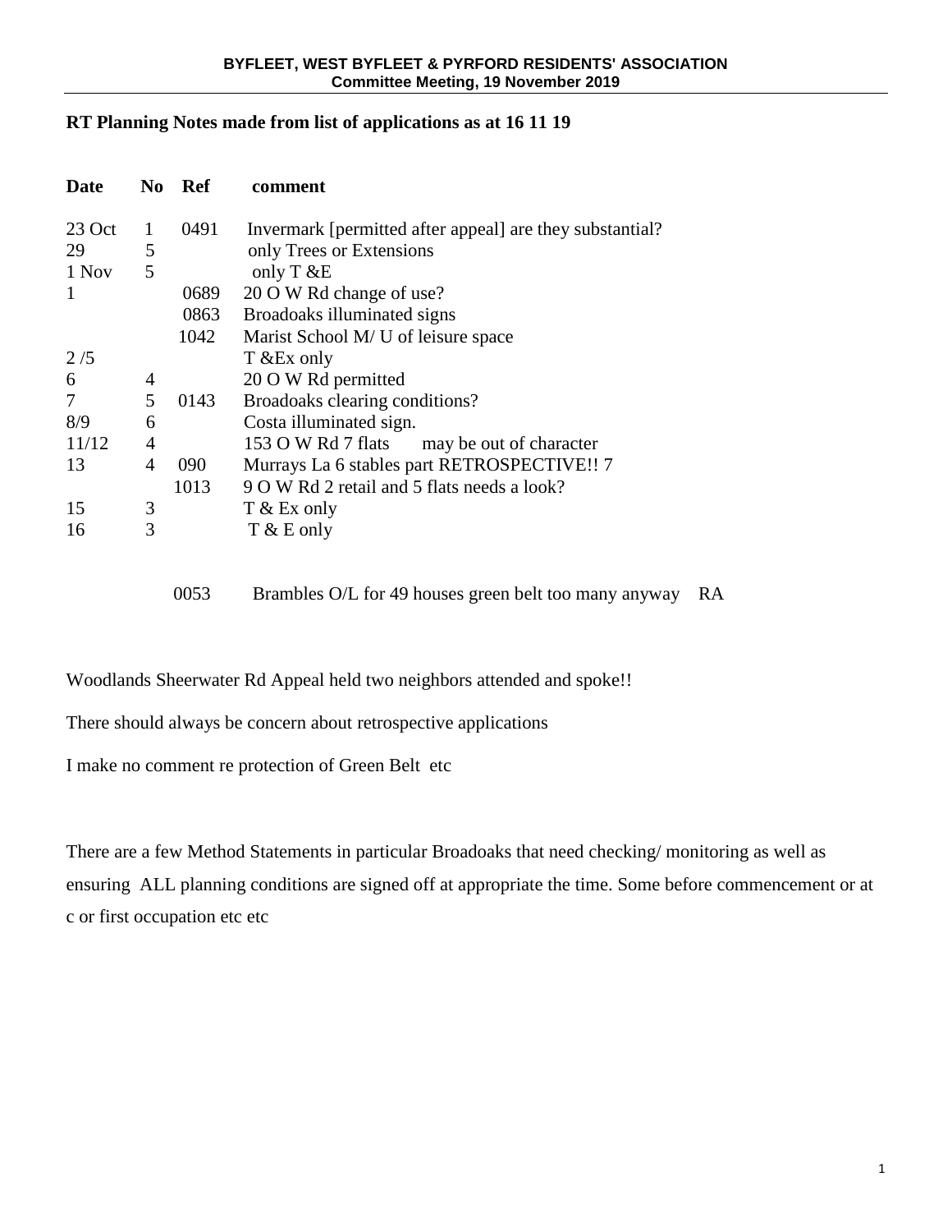**BYFLEET, WEST BYFLEET & PYRFORD RESIDENTS' ASSOCIATION**
**Committee Meeting, 19 November 2019**

## RT Planning Notes made from list of applications as at 16 11 19

| Date | No | Ref | comment |
|---|---|---|---|
| 23 Oct | 1 | 0491 | Invermark [permitted after appeal] are they substantial? |
| 29 | 5 | | only Trees or Extensions |
| 1 Nov | 5 | | only T &E |
| 1 | | 0689 | 20 O W Rd change of use? |
| | | 0863 | Broadoaks illuminated signs |
| | | 1042 | Marist School M/ U of leisure space |
| 2 /5 | | | T &Ex only |
| 6 | 4 | | 20 O W Rd permitted |
| 7 | 5 | 0143 | Broadoaks clearing conditions? |
| 8/9 | 6 | | Costa illuminated sign. |
| 11/12 | 4 | | 153 O W Rd 7 flats may be out of character |
| 13 | 4 | 090 | Murrays La 6 stables part RETROSPECTIVE!! 7 |
| | | 1013 | 9 O W Rd 2 retail and 5 flats needs a look? |
| 15 | 3 | | T & Ex only |
| 16 | 3 | | T & E only |
| | | 0053 | Brambles O/L for 49 houses green belt too many anyway RA |

Woodlands Sheerwater Rd Appeal held two neighbors attended and spoke!!

There should always be concern about retrospective applications

I make no comment re protection of Green Belt etc

There are a few Method Statements in particular Broadoaks that need checking/ monitoring as well as ensuring ALL planning conditions are signed off at appropriate the time. Some before commencement or at c or first occupation etc etc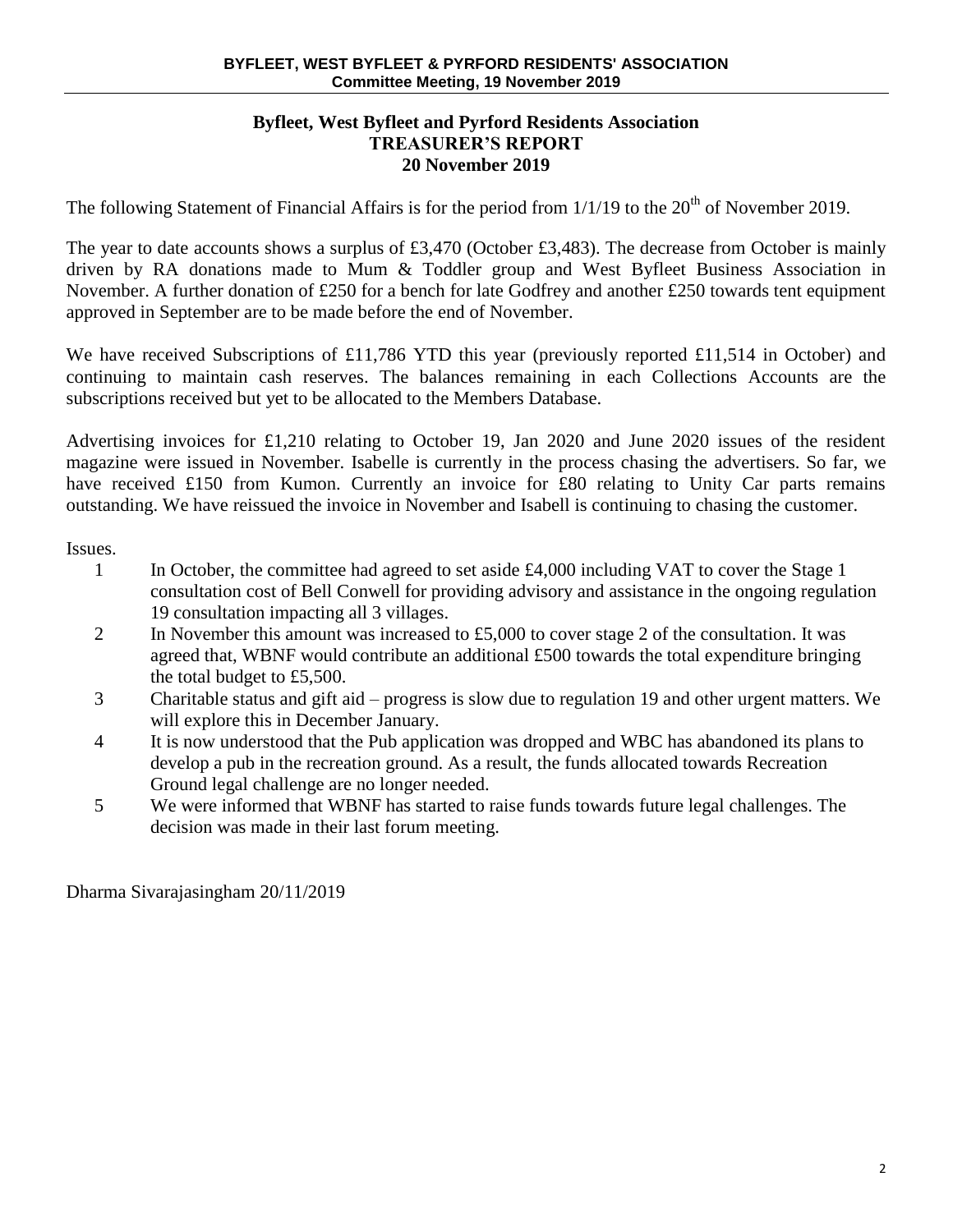## Byfleet, West Byfleet and Pyrford Residents Association
## TREASURER'S REPORT
## 20 November 2019

The following Statement of Financial Affairs is for the period from 1/1/19 to the 20th of November 2019.

The year to date accounts shows a surplus of £3,470 (October £3,483). The decrease from October is mainly driven by RA donations made to Mum & Toddler group and West Byfleet Business Association in November. A further donation of £250 for a bench for late Godfrey and another £250 towards tent equipment approved in September are to be made before the end of November.

We have received Subscriptions of £11,786 YTD this year (previously reported £11,514 in October) and continuing to maintain cash reserves. The balances remaining in each Collections Accounts are the subscriptions received but yet to be allocated to the Members Database.

Advertising invoices for £1,210 relating to October 19, Jan 2020 and June 2020 issues of the resident magazine were issued in November. Isabelle is currently in the process chasing the advertisers. So far, we have received £150 from Kumon. Currently an invoice for £80 relating to Unity Car parts remains outstanding. We have reissued the invoice in November and Isabell is continuing to chasing the customer.

Issues.

1. In October, the committee had agreed to set aside £4,000 including VAT to cover the Stage 1 consultation cost of Bell Conwell for providing advisory and assistance in the ongoing regulation 19 consultation impacting all 3 villages.
2. In November this amount was increased to £5,000 to cover stage 2 of the consultation. It was agreed that, WBNF would contribute an additional £500 towards the total expenditure bringing the total budget to £5,500.
3. Charitable status and gift aid – progress is slow due to regulation 19 and other urgent matters. We will explore this in December January.
4. It is now understood that the Pub application was dropped and WBC has abandoned its plans to develop a pub in the recreation ground. As a result, the funds allocated towards Recreation Ground legal challenge are no longer needed.
5. We were informed that WBNF has started to raise funds towards future legal challenges. The decision was made in their last forum meeting.

Dharma Sivarajasingham 20/11/2019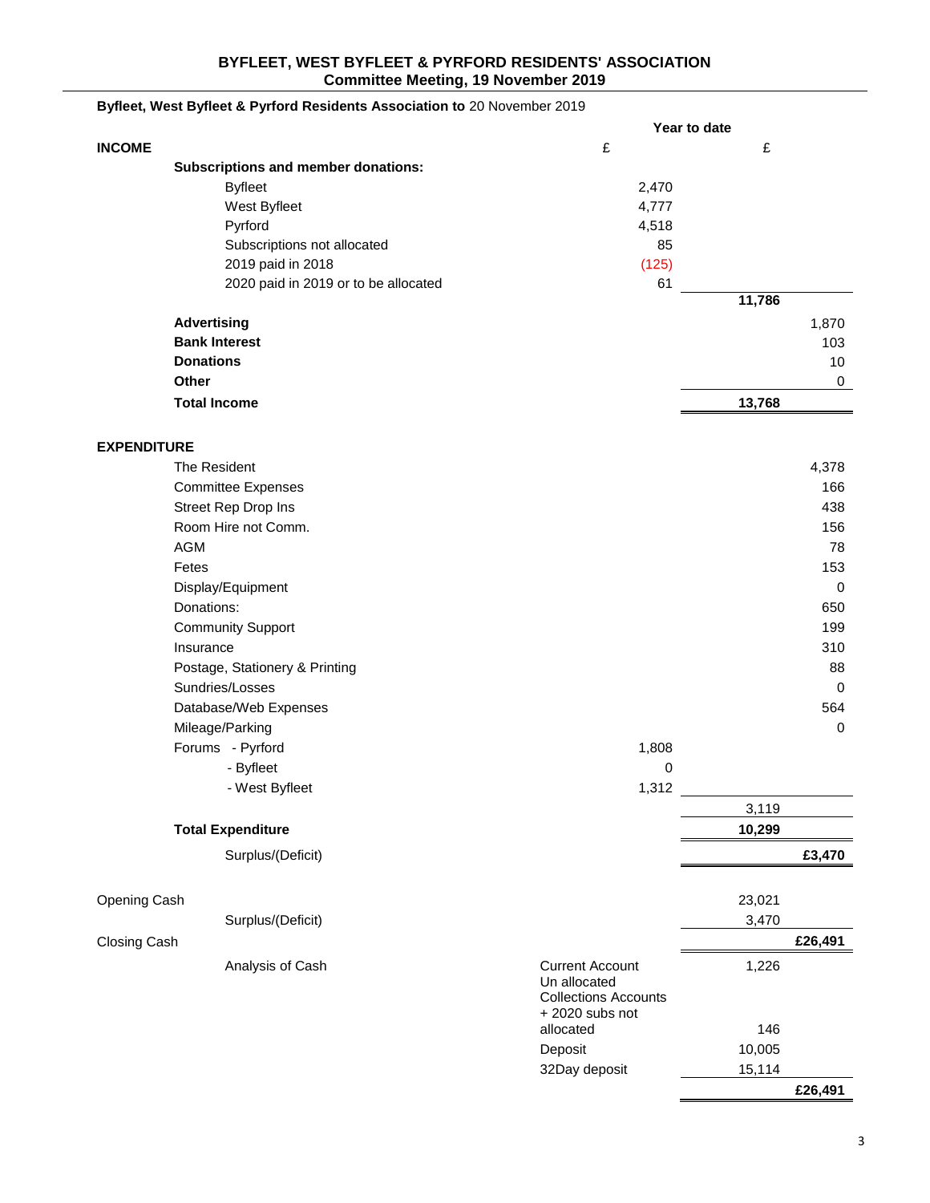**BYFLEET, WEST BYFLEET & PYRFORD RESIDENTS' ASSOCIATION**
**Committee Meeting, 19 November 2019**

**Byfleet, West Byfleet & Pyrford Residents Association to** 20 November 2019

| | | Year to date | |
|---|---|---|---|
| **INCOME** | £ | £ | |
| **Subscriptions and member donations:** | | | |
| Byfleet | 2,470 | | |
| West Byfleet | 4,777 | | |
| Pyrford | 4,518 | | |
| Subscriptions not allocated | 85 | | |
| 2019 paid in 2018 | (125) | | |
| 2020 paid in 2019 or to be allocated | 61 | | |
| | | **11,786** | |
| **Advertising** | | | 1,870 |
| **Bank Interest** | | | 103 |
| **Donations** | | | 10 |
| **Other** | | | 0 |
| **Total Income** | | **13,768** | |
| **EXPENDITURE** | | | |
| The Resident | | | 4,378 |
| Committee Expenses | | | 166 |
| Street Rep Drop Ins | | | 438 |
| Room Hire not Comm. | | | 156 |
| AGM | | | 78 |
| Fetes | | | 153 |
| Display/Equipment | | | 0 |
| Donations: | | | 650 |
| Community Support | | | 199 |
| Insurance | | | 310 |
| Postage, Stationery & Printing | | | 88 |
| Sundries/Losses | | | 0 |
| Database/Web Expenses | | | 564 |
| Mileage/Parking | | | 0 |
| Forums - Pyrford | 1,808 | | |
| - Byfleet | 0 | | |
| - West Byfleet | 1,312 | | |
| | | 3,119 | |
| **Total Expenditure** | | **10,299** | |
| Surplus/(Deficit) | | | **£3,470** |
| Opening Cash | | 23,021 | |
| Surplus/(Deficit) | | 3,470 | |
| Closing Cash | | | **£26,491** |
| Analysis of Cash | Current Account | 1,226 | |
| | Un allocated Collections Accounts + 2020 subs not allocated | 146 | |
| | Deposit | 10,005 | |
| | 32Day deposit | 15,114 | |
| | | | **£26,491** |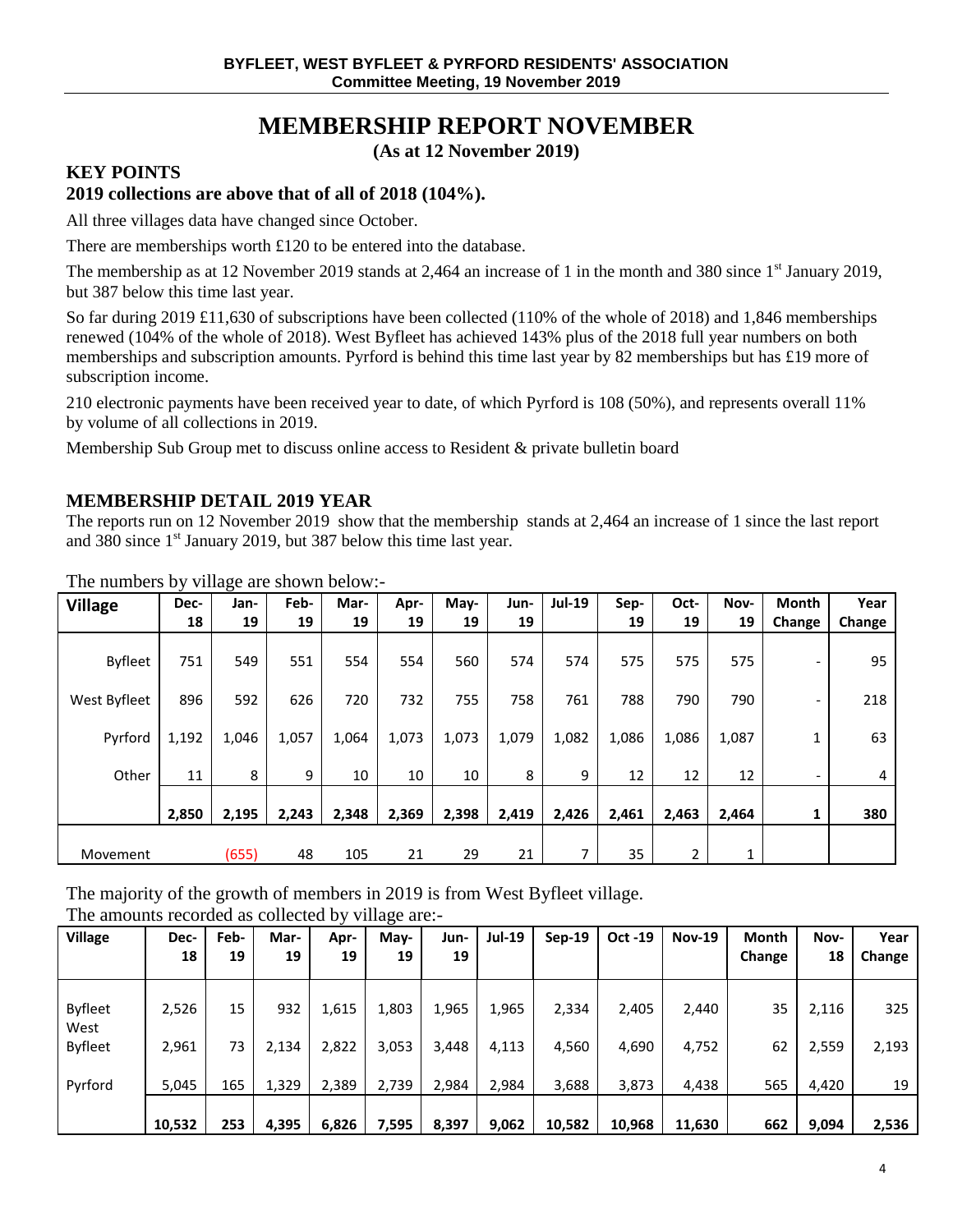BYFLEET, WEST BYFLEET & PYRFORD RESIDENTS' ASSOCIATION
Committee Meeting, 19 November 2019

# MEMBERSHIP REPORT NOVEMBER

**(As at 12 November 2019)**

## KEY POINTS

### 2019 collections are above that of all of 2018 (104%).

All three villages data have changed since October.

There are memberships worth £120 to be entered into the database.

The membership as at 12 November 2019 stands at 2,464 an increase of 1 in the month and 380 since 1st January 2019, but 387 below this time last year.

So far during 2019 £11,630 of subscriptions have been collected (110% of the whole of 2018) and 1,846 memberships renewed (104% of the whole of 2018). West Byfleet has achieved 143% plus of the 2018 full year numbers on both memberships and subscription amounts. Pyrford is behind this time last year by 82 memberships but has £19 more of subscription income.

210 electronic payments have been received year to date, of which Pyrford is 108 (50%), and represents overall 11% by volume of all collections in 2019.

Membership Sub Group met to discuss online access to Resident & private bulletin board

## MEMBERSHIP DETAIL 2019 YEAR

The reports run on 12 November 2019 show that the membership stands at 2,464 an increase of 1 since the last report and 380 since 1st January 2019, but 387 below this time last year.

The numbers by village are shown below:-

| Village | Dec-18 | Jan-19 | Feb-19 | Mar-19 | Apr-19 | May-19 | Jun-19 | Jul-19 | Sep-19 | Oct-19 | Nov-19 | Month Change | Year Change |
|---|---|---|---|---|---|---|---|---|---|---|---|---|---|
| Byfleet | 751 | 549 | 551 | 554 | 554 | 560 | 574 | 574 | 575 | 575 | 575 | - | 95 |
| West Byfleet | 896 | 592 | 626 | 720 | 732 | 755 | 758 | 761 | 788 | 790 | 790 | - | 218 |
| Pyrford | 1,192 | 1,046 | 1,057 | 1,064 | 1,073 | 1,073 | 1,079 | 1,082 | 1,086 | 1,086 | 1,087 | 1 | 63 |
| Other | 11 | 8 | 9 | 10 | 10 | 10 | 8 | 9 | 12 | 12 | 12 | - | 4 |
| | **2,850** | **2,195** | **2,243** | **2,348** | **2,369** | **2,398** | **2,419** | **2,426** | **2,461** | **2,463** | **2,464** | **1** | **380** |
| Movement | | (655) | 48 | 105 | 21 | 29 | 21 | 7 | 35 | 2 | 1 | | |

The majority of the growth of members in 2019 is from West Byfleet village.

The amounts recorded as collected by village are:-

| Village | Dec-18 | Feb-19 | Mar-19 | Apr-19 | May-19 | Jun-19 | Jul-19 | Sep-19 | Oct -19 | Nov-19 | Month Change | Nov-18 | Year Change |
|---|---|---|---|---|---|---|---|---|---|---|---|---|---|
| Byfleet | 2,526 | 15 | 932 | 1,615 | 1,803 | 1,965 | 1,965 | 2,334 | 2,405 | 2,440 | 35 | 2,116 | 325 |
| West Byfleet | 2,961 | 73 | 2,134 | 2,822 | 3,053 | 3,448 | 4,113 | 4,560 | 4,690 | 4,752 | 62 | 2,559 | 2,193 |
| Pyrford | 5,045 | 165 | 1,329 | 2,389 | 2,739 | 2,984 | 2,984 | 3,688 | 3,873 | 4,438 | 565 | 4,420 | 19 |
| | **10,532** | **253** | **4,395** | **6,826** | **7,595** | **8,397** | **9,062** | **10,582** | **10,968** | **11,630** | **662** | **9,094** | **2,536** |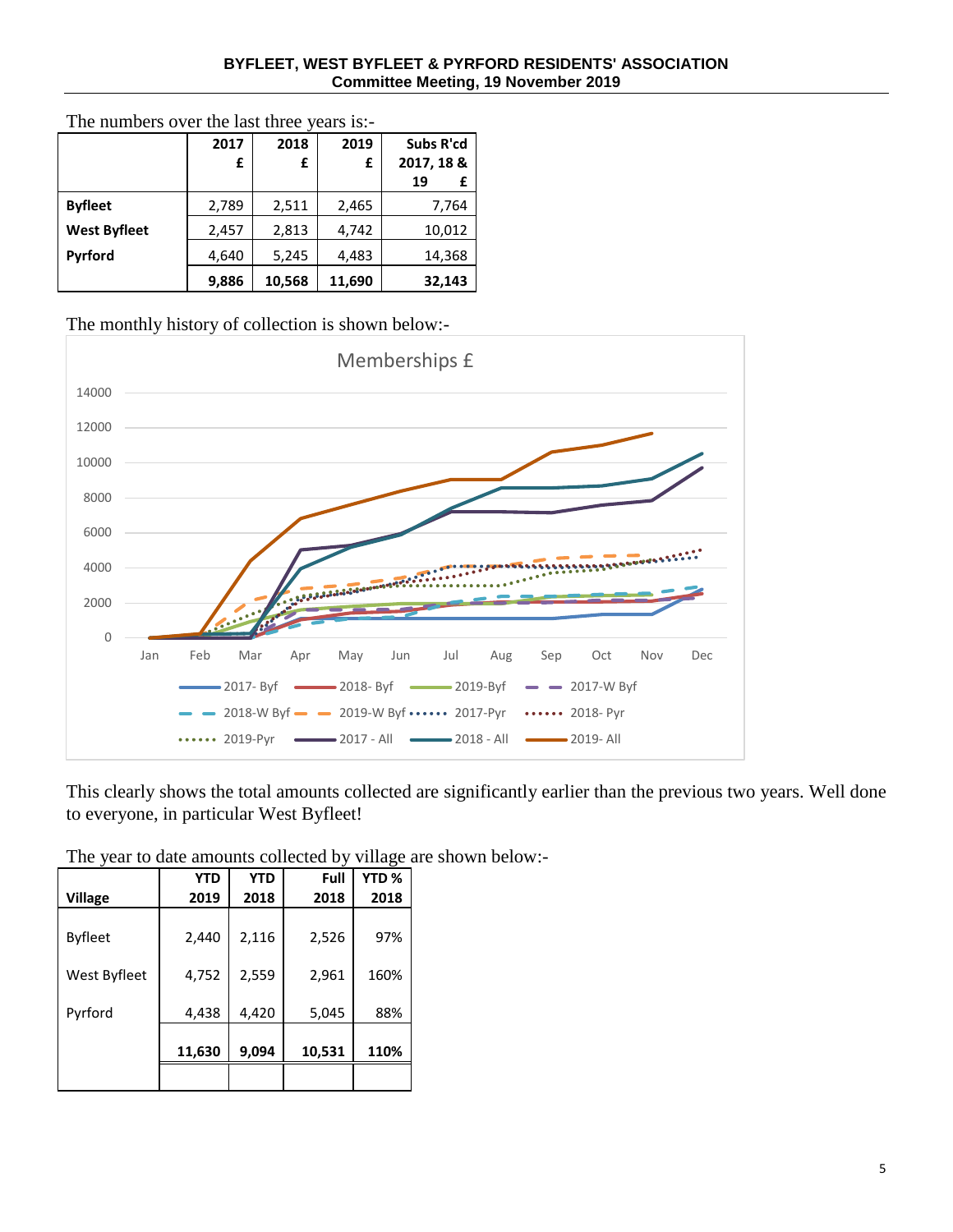The numbers over the last three years is:-

| | 2017 £ | 2018 £ | 2019 £ | Subs R'cd 2017, 18 & 19 £ |
|---|---|---|---|---|
| **Byfleet** | 2,789 | 2,511 | 2,465 | 7,764 |
| **West Byfleet** | 2,457 | 2,813 | 4,742 | 10,012 |
| **Pyrford** | 4,640 | 5,245 | 4,483 | 14,368 |
| | **9,886** | **10,568** | **11,690** | **32,143** |

The monthly history of collection is shown below:-

Memberships £

14000
12000
10000
8000
6000
4000
2000
0

Jan Feb Mar Apr May Jun Jul Aug Sep Oct Nov Dec

2017- Byf, 2018- Byf, 2019-Byf, 2017-W Byf, 2018-W Byf, 2019-W Byf, 2017-Pyr, 2018- Pyr, 2019-Pyr, 2017 - All, 2018 - All, 2019- All

This clearly shows the total amounts collected are significantly earlier than the previous two years. Well done to everyone, in particular West Byfleet!

The year to date amounts collected by village are shown below:-

| Village | YTD 2019 | YTD 2018 | Full 2018 | YTD % 2018 |
|---|---|---|---|---|
| Byfleet | 2,440 | 2,116 | 2,526 | 97% |
| West Byfleet | 4,752 | 2,559 | 2,961 | 160% |
| Pyrford | 4,438 | 4,420 | 5,045 | 88% |
| | **11,630** | **9,094** | **10,531** | **110%** |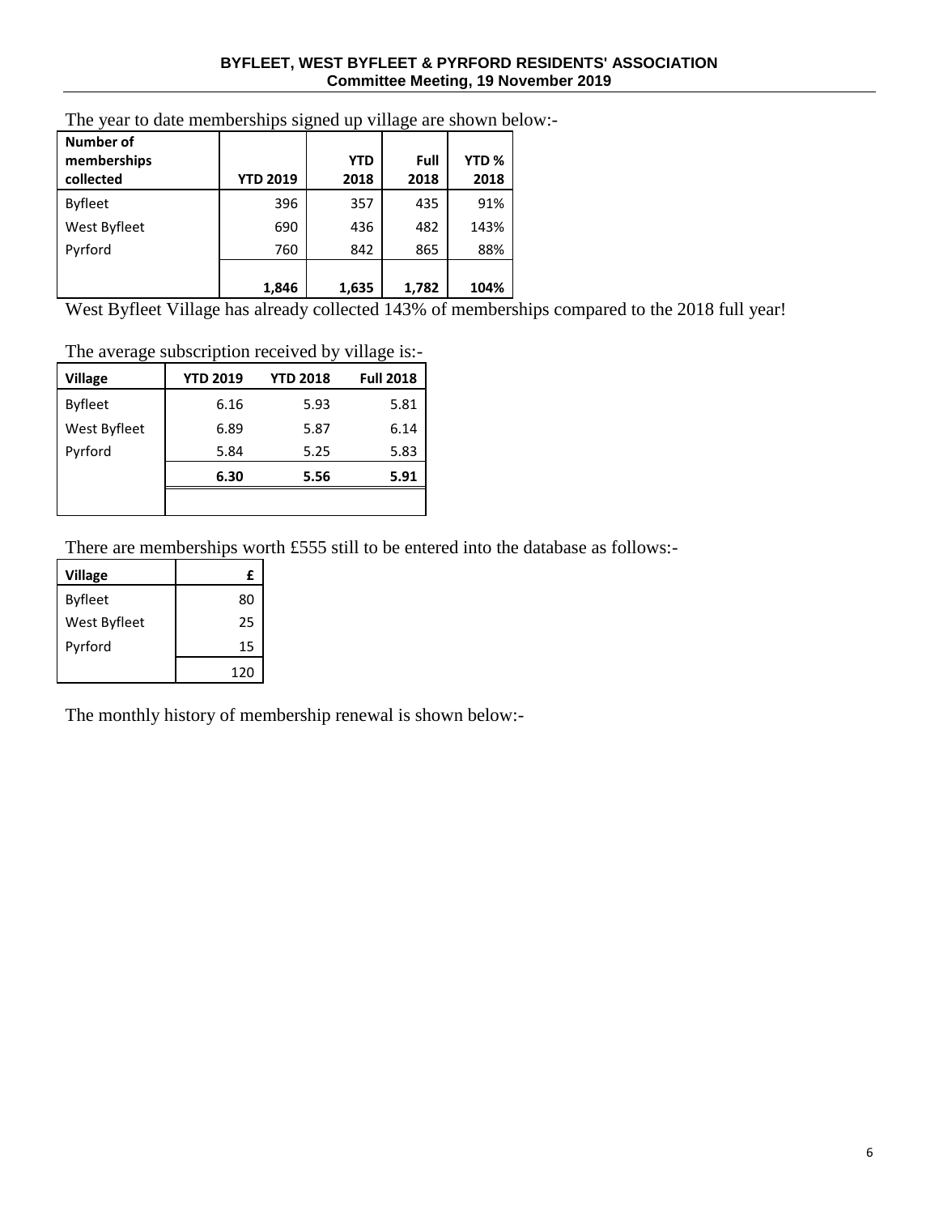The year to date memberships signed up village are shown below:-

| Number of memberships collected | YTD 2019 | YTD 2018 | Full 2018 | YTD % 2018 |
|---|---|---|---|---|
| Byfleet | 396 | 357 | 435 | 91% |
| West Byfleet | 690 | 436 | 482 | 143% |
| Pyrford | 760 | 842 | 865 | 88% |
| | **1,846** | **1,635** | **1,782** | **104%** |

West Byfleet Village has already collected 143% of memberships compared to the 2018 full year!

The average subscription received by village is:-

| Village | YTD 2019 | YTD 2018 | Full 2018 |
|---|---|---|---|
| Byfleet | 6.16 | 5.93 | 5.81 |
| West Byfleet | 6.89 | 5.87 | 6.14 |
| Pyrford | 5.84 | 5.25 | 5.83 |
| | **6.30** | **5.56** | **5.91** |

There are memberships worth £555 still to be entered into the database as follows:-

| Village | £ |
|---|---|
| Byfleet | 80 |
| West Byfleet | 25 |
| Pyrford | 15 |
| | 120 |

The monthly history of membership renewal is shown below:-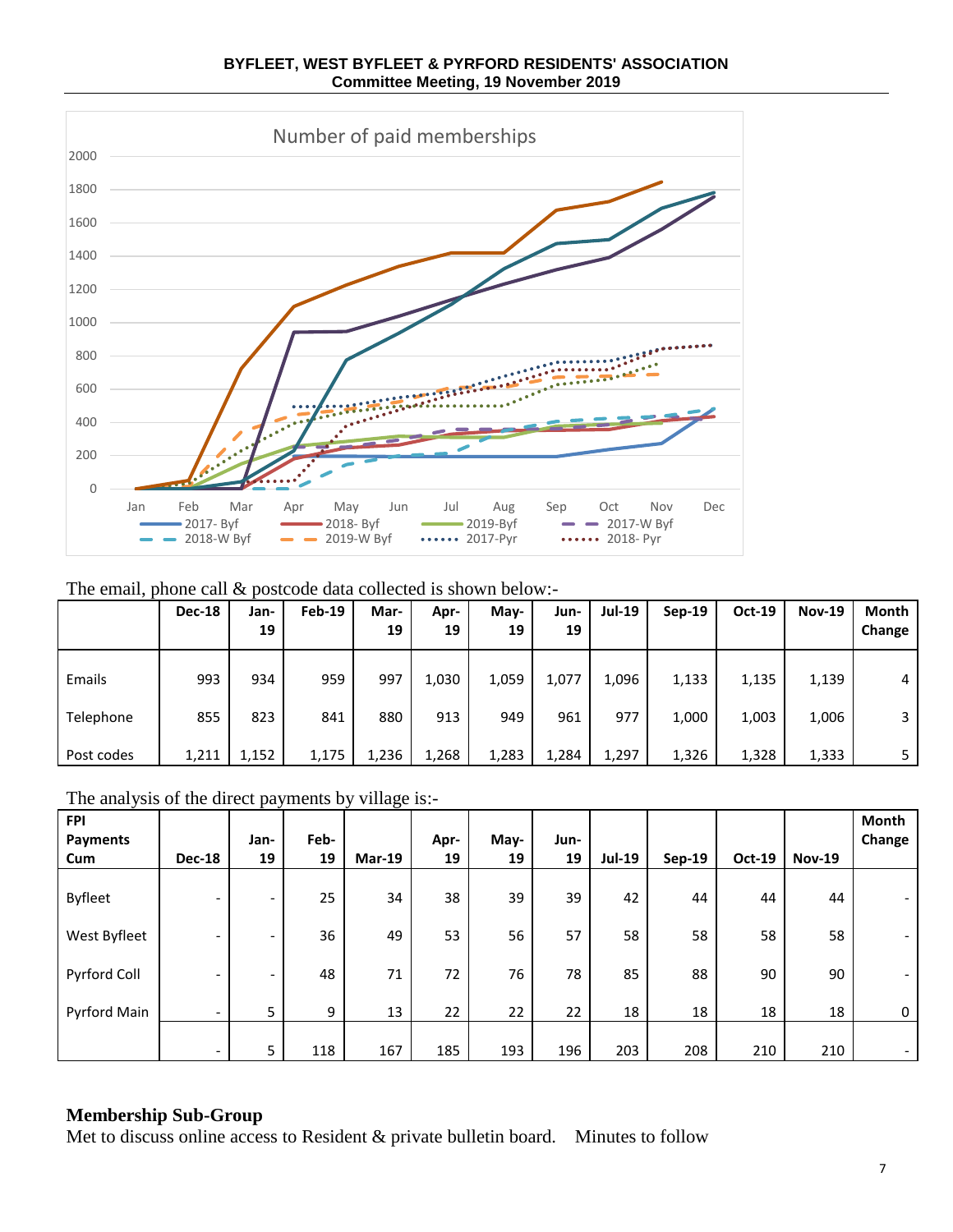**BYFLEET, WEST BYFLEET & PYRFORD RESIDENTS' ASSOCIATION**
**Committee Meeting, 19 November 2019**

Number of paid memberships

2000
1800
1600
1400
1200
1000
800
600
400
200
0

Jan Feb Mar Apr May Jun Jul Aug Sep Oct Nov Dec

2017- Byf, 2018- Byf, 2019-Byf, 2017-W Byf, 2018-W Byf, 2019-W Byf, 2017-Pyr, 2018- Pyr

The email, phone call & postcode data collected is shown below:-

| | Dec-18 | Jan-19 | Feb-19 | Mar-19 | Apr-19 | May-19 | Jun-19 | Jul-19 | Sep-19 | Oct-19 | Nov-19 | Month Change |
|---|---|---|---|---|---|---|---|---|---|---|---|---|
| Emails | 993 | 934 | 959 | 997 | 1,030 | 1,059 | 1,077 | 1,096 | 1,133 | 1,135 | 1,139 | 4 |
| Telephone | 855 | 823 | 841 | 880 | 913 | 949 | 961 | 977 | 1,000 | 1,003 | 1,006 | 3 |
| Post codes | 1,211 | 1,152 | 1,175 | 1,236 | 1,268 | 1,283 | 1,284 | 1,297 | 1,326 | 1,328 | 1,333 | 5 |

The analysis of the direct payments by village is:-

| FPI Payments Cum | Dec-18 | Jan-19 | Feb-19 | Mar-19 | Apr-19 | May-19 | Jun-19 | Jul-19 | Sep-19 | Oct-19 | Nov-19 | Month Change |
|---|---|---|---|---|---|---|---|---|---|---|---|---|
| Byfleet | - | - | 25 | 34 | 38 | 39 | 39 | 42 | 44 | 44 | 44 | - |
| West Byfleet | - | - | 36 | 49 | 53 | 56 | 57 | 58 | 58 | 58 | 58 | - |
| Pyrford Coll | - | - | 48 | 71 | 72 | 76 | 78 | 85 | 88 | 90 | 90 | - |
| Pyrford Main | - | 5 | 9 | 13 | 22 | 22 | 22 | 18 | 18 | 18 | 18 | 0 |
| | - | 5 | 118 | 167 | 185 | 193 | 196 | 203 | 208 | 210 | 210 | - |

**Membership Sub-Group**

Met to discuss online access to Resident & private bulletin board. Minutes to follow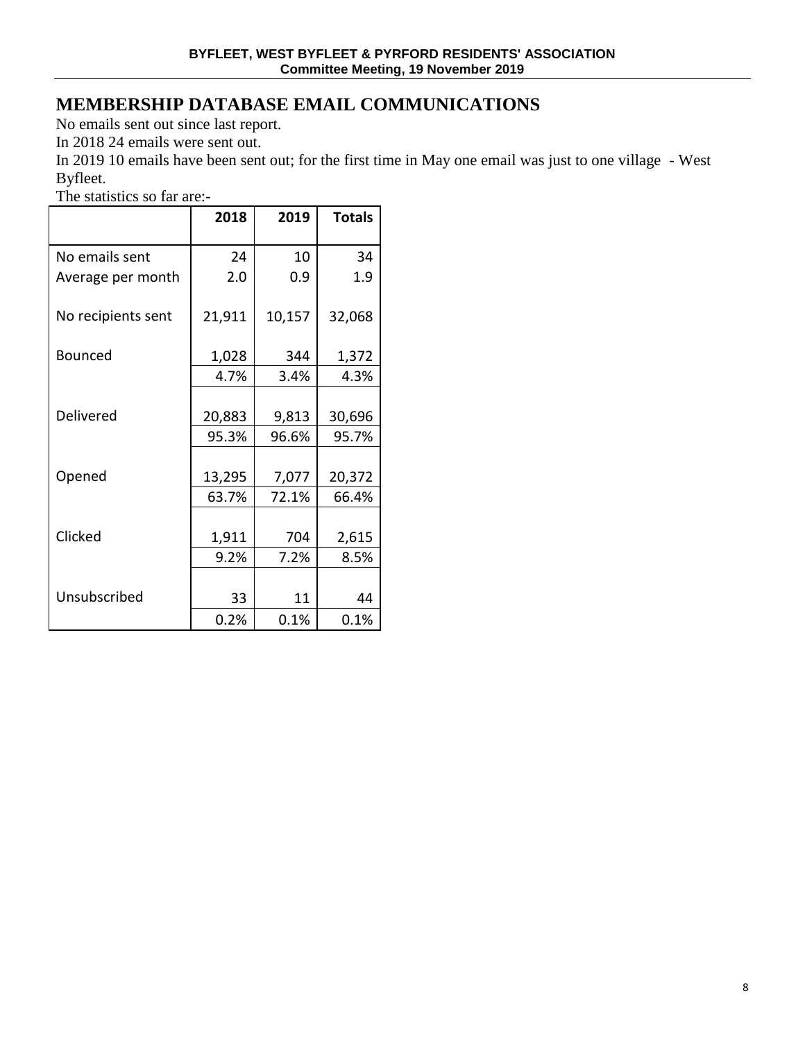## MEMBERSHIP DATABASE EMAIL COMMUNICATIONS

No emails sent out since last report.

In 2018 24 emails were sent out.

In 2019 10 emails have been sent out; for the first time in May one email was just to one village - West Byfleet.

The statistics so far are:-

| | 2018 | 2019 | Totals |
|---|---|---|---|
| No emails sent | 24 | 10 | 34 |
| Average per month | 2.0 | 0.9 | 1.9 |
| No recipients sent | 21,911 | 10,157 | 32,068 |
| Bounced | 1,028 | 344 | 1,372 |
| | 4.7% | 3.4% | 4.3% |
| Delivered | 20,883 | 9,813 | 30,696 |
| | 95.3% | 96.6% | 95.7% |
| Opened | 13,295 | 7,077 | 20,372 |
| | 63.7% | 72.1% | 66.4% |
| Clicked | 1,911 | 704 | 2,615 |
| | 9.2% | 7.2% | 8.5% |
| Unsubscribed | 33 | 11 | 44 |
| | 0.2% | 0.1% | 0.1% |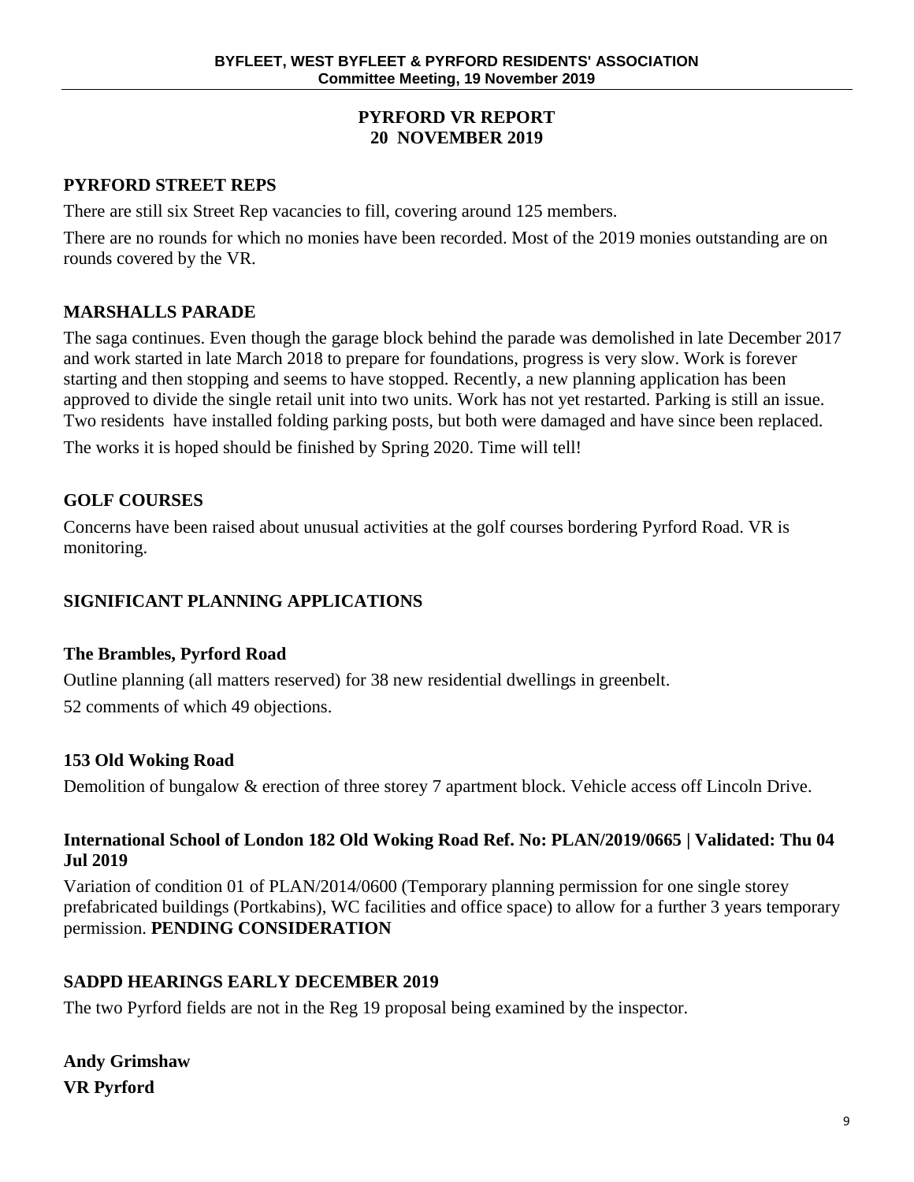# PYRFORD VR REPORT
# 20 NOVEMBER 2019

## PYRFORD STREET REPS

There are still six Street Rep vacancies to fill, covering around 125 members.

There are no rounds for which no monies have been recorded. Most of the 2019 monies outstanding are on rounds covered by the VR.

## MARSHALLS PARADE

The saga continues. Even though the garage block behind the parade was demolished in late December 2017 and work started in late March 2018 to prepare for foundations, progress is very slow. Work is forever starting and then stopping and seems to have stopped. Recently, a new planning application has been approved to divide the single retail unit into two units. Work has not yet restarted. Parking is still an issue. Two residents have installed folding parking posts, but both were damaged and have since been replaced.

The works it is hoped should be finished by Spring 2020. Time will tell!

## GOLF COURSES

Concerns have been raised about unusual activities at the golf courses bordering Pyrford Road. VR is monitoring.

## SIGNIFICANT PLANNING APPLICATIONS

### The Brambles, Pyrford Road

Outline planning (all matters reserved) for 38 new residential dwellings in greenbelt.

52 comments of which 49 objections.

### 153 Old Woking Road

Demolition of bungalow & erection of three storey 7 apartment block. Vehicle access off Lincoln Drive.

### International School of London 182 Old Woking Road Ref. No: PLAN/2019/0665 | Validated: Thu 04 Jul 2019

Variation of condition 01 of PLAN/2014/0600 (Temporary planning permission for one single storey prefabricated buildings (Portkabins), WC facilities and office space) to allow for a further 3 years temporary permission. **PENDING CONSIDERATION**

## SADPD HEARINGS EARLY DECEMBER 2019

The two Pyrford fields are not in the Reg 19 proposal being examined by the inspector.

**Andy Grimshaw**
**VR Pyrford**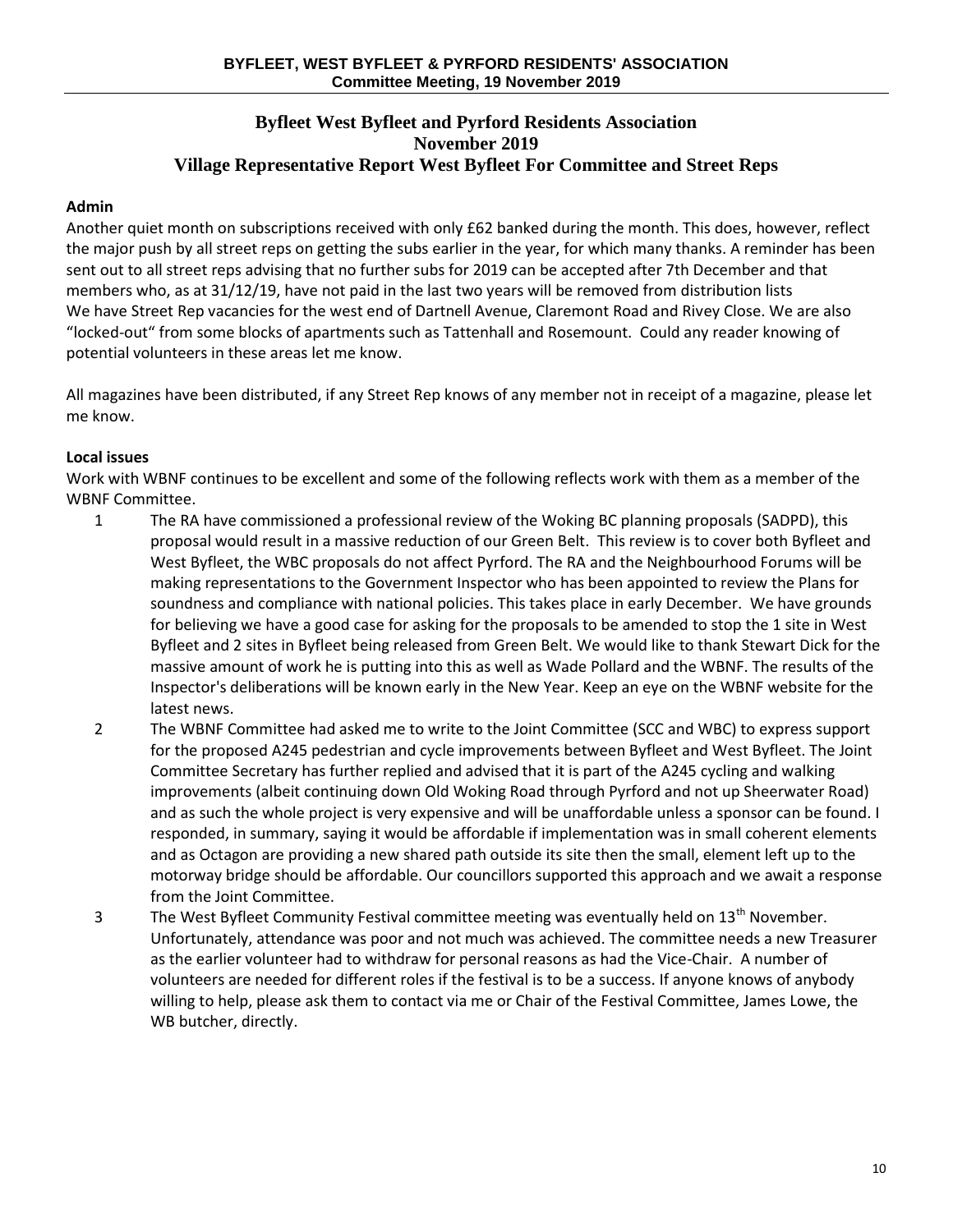## Byfleet West Byfleet and Pyrford Residents Association
## November 2019
## Village Representative Report West Byfleet For Committee and Street Reps

**Admin**

Another quiet month on subscriptions received with only £62 banked during the month. This does, however, reflect the major push by all street reps on getting the subs earlier in the year, for which many thanks. A reminder has been sent out to all street reps advising that no further subs for 2019 can be accepted after 7th December and that members who, as at 31/12/19, have not paid in the last two years will be removed from distribution lists

We have Street Rep vacancies for the west end of Dartnell Avenue, Claremont Road and Rivey Close. We are also "locked-out" from some blocks of apartments such as Tattenhall and Rosemount. Could any reader knowing of potential volunteers in these areas let me know.

All magazines have been distributed, if any Street Rep knows of any member not in receipt of a magazine, please let me know.

**Local issues**

Work with WBNF continues to be excellent and some of the following reflects work with them as a member of the WBNF Committee.

1. The RA have commissioned a professional review of the Woking BC planning proposals (SADPD), this proposal would result in a massive reduction of our Green Belt. This review is to cover both Byfleet and West Byfleet, the WBC proposals do not affect Pyrford. The RA and the Neighbourhood Forums will be making representations to the Government Inspector who has been appointed to review the Plans for soundness and compliance with national policies. This takes place in early December. We have grounds for believing we have a good case for asking for the proposals to be amended to stop the 1 site in West Byfleet and 2 sites in Byfleet being released from Green Belt. We would like to thank Stewart Dick for the massive amount of work he is putting into this as well as Wade Pollard and the WBNF. The results of the Inspector's deliberations will be known early in the New Year. Keep an eye on the WBNF website for the latest news.
2. The WBNF Committee had asked me to write to the Joint Committee (SCC and WBC) to express support for the proposed A245 pedestrian and cycle improvements between Byfleet and West Byfleet. The Joint Committee Secretary has further replied and advised that it is part of the A245 cycling and walking improvements (albeit continuing down Old Woking Road through Pyrford and not up Sheerwater Road) and as such the whole project is very expensive and will be unaffordable unless a sponsor can be found. I responded, in summary, saying it would be affordable if implementation was in small coherent elements and as Octagon are providing a new shared path outside its site then the small, element left up to the motorway bridge should be affordable. Our councillors supported this approach and we await a response from the Joint Committee.
3. The West Byfleet Community Festival committee meeting was eventually held on 13th November. Unfortunately, attendance was poor and not much was achieved. The committee needs a new Treasurer as the earlier volunteer had to withdraw for personal reasons as had the Vice-Chair. A number of volunteers are needed for different roles if the festival is to be a success. If anyone knows of anybody willing to help, please ask them to contact via me or Chair of the Festival Committee, James Lowe, the WB butcher, directly.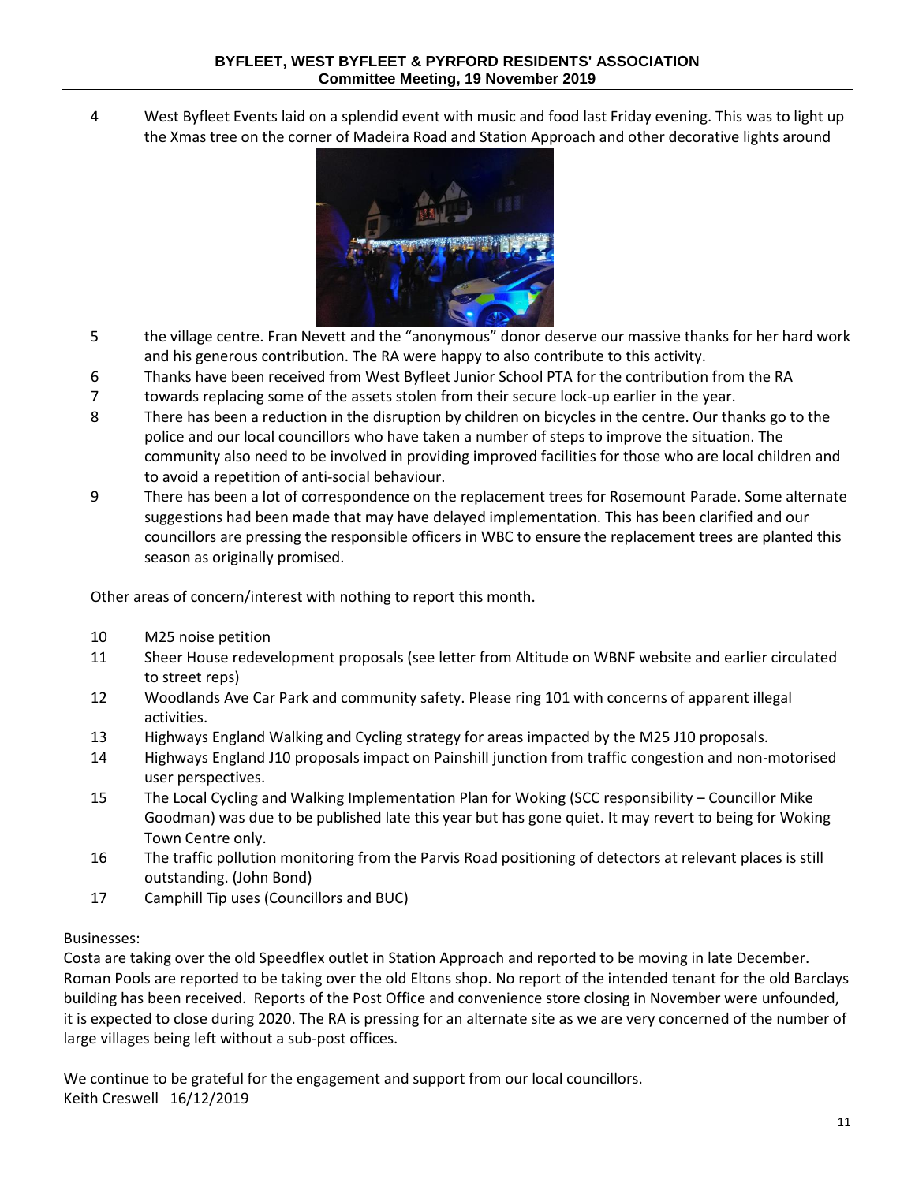4 West Byfleet Events laid on a splendid event with music and food last Friday evening. This was to light up the Xmas tree on the corner of Madeira Road and Station Approach and other decorative lights around

5 the village centre. Fran Nevett and the "anonymous" donor deserve our massive thanks for her hard work and his generous contribution. The RA were happy to also contribute to this activity.

6 Thanks have been received from West Byfleet Junior School PTA for the contribution from the RA

7 towards replacing some of the assets stolen from their secure lock-up earlier in the year.

8 There has been a reduction in the disruption by children on bicycles in the centre. Our thanks go to the police and our local councillors who have taken a number of steps to improve the situation. The community also need to be involved in providing improved facilities for those who are local children and to avoid a repetition of anti-social behaviour.

9 There has been a lot of correspondence on the replacement trees for Rosemount Parade. Some alternate suggestions had been made that may have delayed implementation. This has been clarified and our councillors are pressing the responsible officers in WBC to ensure the replacement trees are planted this season as originally promised.

Other areas of concern/interest with nothing to report this month.

10 M25 noise petition

11 Sheer House redevelopment proposals (see letter from Altitude on WBNF website and earlier circulated to street reps)

12 Woodlands Ave Car Park and community safety. Please ring 101 with concerns of apparent illegal activities.

13 Highways England Walking and Cycling strategy for areas impacted by the M25 J10 proposals.

14 Highways England J10 proposals impact on Painshill junction from traffic congestion and non-motorised user perspectives.

15 The Local Cycling and Walking Implementation Plan for Woking (SCC responsibility – Councillor Mike Goodman) was due to be published late this year but has gone quiet. It may revert to being for Woking Town Centre only.

16 The traffic pollution monitoring from the Parvis Road positioning of detectors at relevant places is still outstanding. (John Bond)

17 Camphill Tip uses (Councillors and BUC)

Businesses:
Costa are taking over the old Speedflex outlet in Station Approach and reported to be moving in late December. Roman Pools are reported to be taking over the old Eltons shop. No report of the intended tenant for the old Barclays building has been received. Reports of the Post Office and convenience store closing in November were unfounded, it is expected to close during 2020. The RA is pressing for an alternate site as we are very concerned of the number of large villages being left without a sub-post offices.

We continue to be grateful for the engagement and support from our local councillors.
Keith Creswell 16/12/2019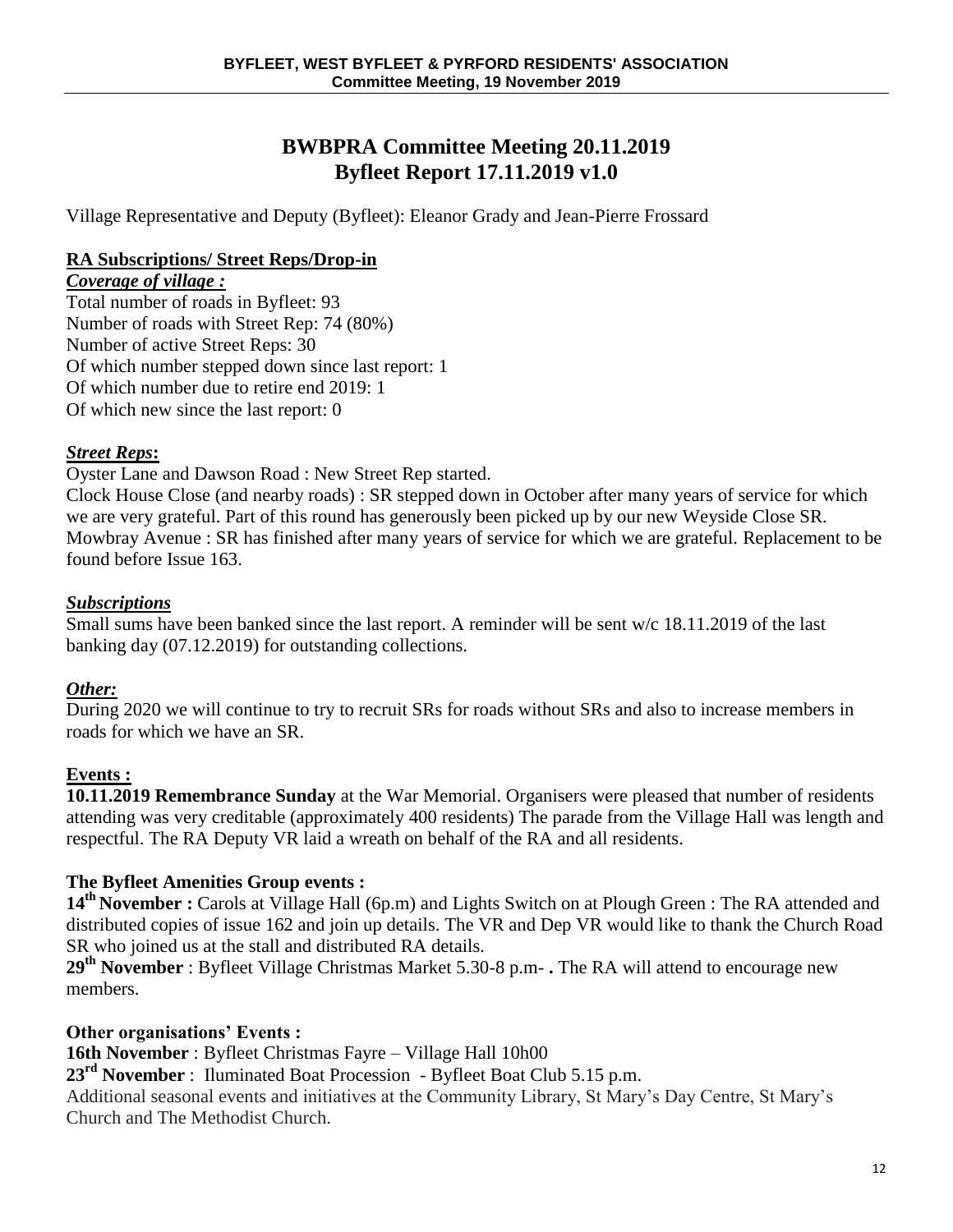# BWBPRA Committee Meeting 20.11.2019
# Byfleet Report 17.11.2019 v1.0

Village Representative and Deputy (Byfleet): Eleanor Grady and Jean-Pierre Frossard

## RA Subscriptions/ Street Reps/Drop-in

***Coverage of village :***

Total number of roads in Byfleet: 93
Number of roads with Street Rep: 74 (80%)
Number of active Street Reps: 30
Of which number stepped down since last report: 1
Of which number due to retire end 2019: 1
Of which new since the last report: 0

***Street Reps*:**

Oyster Lane and Dawson Road : New Street Rep started.
Clock House Close (and nearby roads) : SR stepped down in October after many years of service for which we are very grateful. Part of this round has generously been picked up by our new Weyside Close SR.
Mowbray Avenue : SR has finished after many years of service for which we are grateful. Replacement to be found before Issue 163.

***Subscriptions***

Small sums have been banked since the last report. A reminder will be sent w/c 18.11.2019 of the last banking day (07.12.2019) for outstanding collections.

***Other:***

During 2020 we will continue to try to recruit SRs for roads without SRs and also to increase members in roads for which we have an SR.

## Events :

**10.11.2019 Remembrance Sunday** at the War Memorial. Organisers were pleased that number of residents attending was very creditable (approximately 400 residents) The parade from the Village Hall was length and respectful. The RA Deputy VR laid a wreath on behalf of the RA and all residents.

### The Byfleet Amenities Group events :

**14th November :** Carols at Village Hall (6p.m) and Lights Switch on at Plough Green : The RA attended and distributed copies of issue 162 and join up details. The VR and Dep VR would like to thank the Church Road SR who joined us at the stall and distributed RA details.

**29th November** : Byfleet Village Christmas Market 5.30-8 p.m- **.** The RA will attend to encourage new members.

### Other organisations' Events :

**16th November** : Byfleet Christmas Fayre – Village Hall 10h00

**23rd November** : Iluminated Boat Procession - Byfleet Boat Club 5.15 p.m.

Additional seasonal events and initiatives at the Community Library, St Mary's Day Centre, St Mary's Church and The Methodist Church.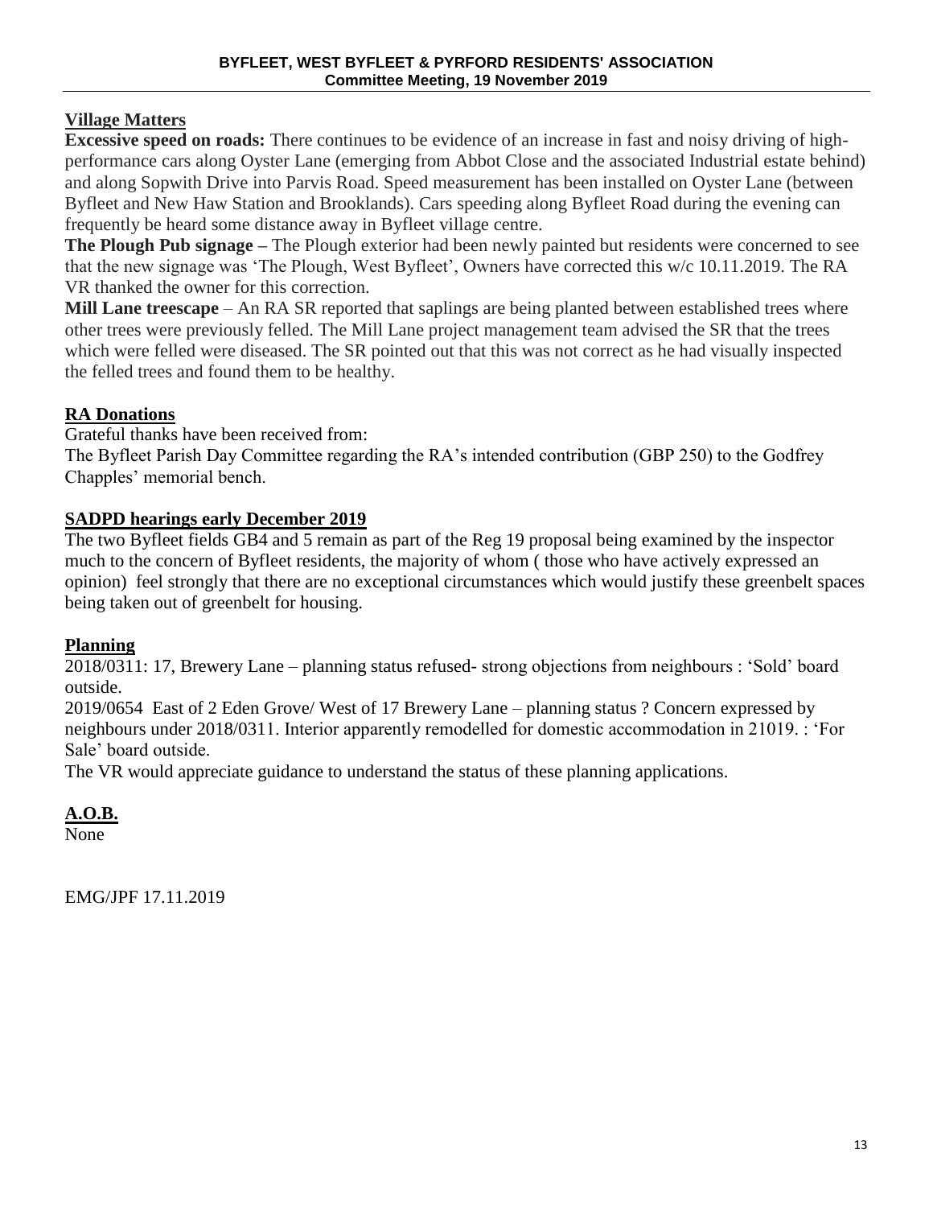## Village Matters

**Excessive speed on roads:** There continues to be evidence of an increase in fast and noisy driving of high-performance cars along Oyster Lane (emerging from Abbot Close and the associated Industrial estate behind) and along Sopwith Drive into Parvis Road. Speed measurement has been installed on Oyster Lane (between Byfleet and New Haw Station and Brooklands). Cars speeding along Byfleet Road during the evening can frequently be heard some distance away in Byfleet village centre.

**The Plough Pub signage –** The Plough exterior had been newly painted but residents were concerned to see that the new signage was 'The Plough, West Byfleet', Owners have corrected this w/c 10.11.2019. The RA VR thanked the owner for this correction.

**Mill Lane treescape** – An RA SR reported that saplings are being planted between established trees where other trees were previously felled. The Mill Lane project management team advised the SR that the trees which were felled were diseased. The SR pointed out that this was not correct as he had visually inspected the felled trees and found them to be healthy.

## RA Donations

Grateful thanks have been received from:

The Byfleet Parish Day Committee regarding the RA's intended contribution (GBP 250) to the Godfrey Chapples' memorial bench.

## SADPD hearings early December 2019

The two Byfleet fields GB4 and 5 remain as part of the Reg 19 proposal being examined by the inspector much to the concern of Byfleet residents, the majority of whom ( those who have actively expressed an opinion) feel strongly that there are no exceptional circumstances which would justify these greenbelt spaces being taken out of greenbelt for housing.

## Planning

2018/0311: 17, Brewery Lane – planning status refused- strong objections from neighbours : 'Sold' board outside.

2019/0654 East of 2 Eden Grove/ West of 17 Brewery Lane – planning status ? Concern expressed by neighbours under 2018/0311. Interior apparently remodelled for domestic accommodation in 21019. : 'For Sale' board outside.

The VR would appreciate guidance to understand the status of these planning applications.

## A.O.B.

None

EMG/JPF 17.11.2019